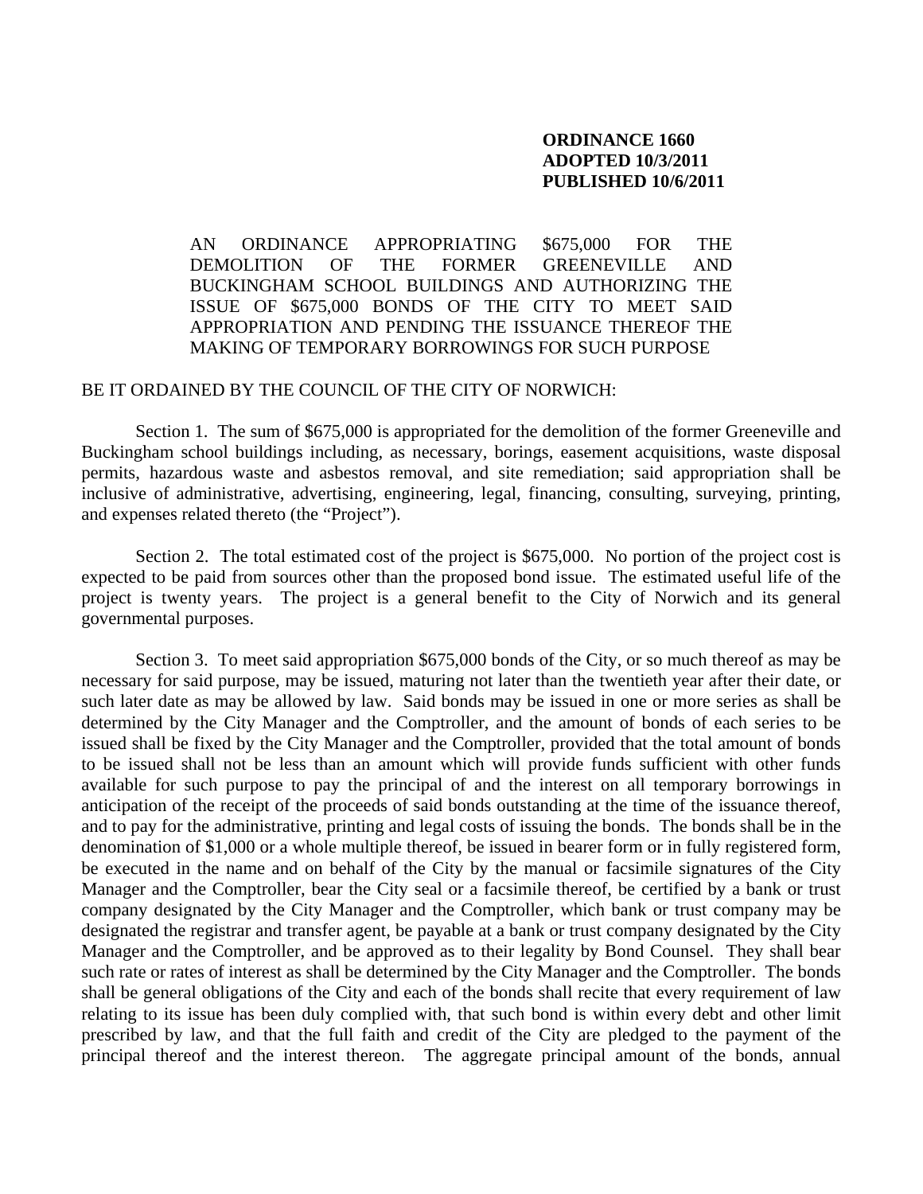**ORDINANCE 1660**
**ADOPTED 10/3/2011**
**PUBLISHED 10/6/2011**

AN ORDINANCE APPROPRIATING $675,000 FOR THE DEMOLITION OF THE FORMER GREENEVILLE AND BUCKINGHAM SCHOOL BUILDINGS AND AUTHORIZING THE ISSUE OF $675,000 BONDS OF THE CITY TO MEET SAID APPROPRIATION AND PENDING THE ISSUANCE THEREOF THE MAKING OF TEMPORARY BORROWINGS FOR SUCH PURPOSE

BE IT ORDAINED BY THE COUNCIL OF THE CITY OF NORWICH:

Section 1. The sum of $675,000 is appropriated for the demolition of the former Greeneville and Buckingham school buildings including, as necessary, borings, easement acquisitions, waste disposal permits, hazardous waste and asbestos removal, and site remediation; said appropriation shall be inclusive of administrative, advertising, engineering, legal, financing, consulting, surveying, printing, and expenses related thereto (the "Project").

Section 2. The total estimated cost of the project is $675,000. No portion of the project cost is expected to be paid from sources other than the proposed bond issue. The estimated useful life of the project is twenty years. The project is a general benefit to the City of Norwich and its general governmental purposes.

Section 3. To meet said appropriation $675,000 bonds of the City, or so much thereof as may be necessary for said purpose, may be issued, maturing not later than the twentieth year after their date, or such later date as may be allowed by law. Said bonds may be issued in one or more series as shall be determined by the City Manager and the Comptroller, and the amount of bonds of each series to be issued shall be fixed by the City Manager and the Comptroller, provided that the total amount of bonds to be issued shall not be less than an amount which will provide funds sufficient with other funds available for such purpose to pay the principal of and the interest on all temporary borrowings in anticipation of the receipt of the proceeds of said bonds outstanding at the time of the issuance thereof, and to pay for the administrative, printing and legal costs of issuing the bonds. The bonds shall be in the denomination of $1,000 or a whole multiple thereof, be issued in bearer form or in fully registered form, be executed in the name and on behalf of the City by the manual or facsimile signatures of the City Manager and the Comptroller, bear the City seal or a facsimile thereof, be certified by a bank or trust company designated by the City Manager and the Comptroller, which bank or trust company may be designated the registrar and transfer agent, be payable at a bank or trust company designated by the City Manager and the Comptroller, and be approved as to their legality by Bond Counsel. They shall bear such rate or rates of interest as shall be determined by the City Manager and the Comptroller. The bonds shall be general obligations of the City and each of the bonds shall recite that every requirement of law relating to its issue has been duly complied with, that such bond is within every debt and other limit prescribed by law, and that the full faith and credit of the City are pledged to the payment of the principal thereof and the interest thereon. The aggregate principal amount of the bonds, annual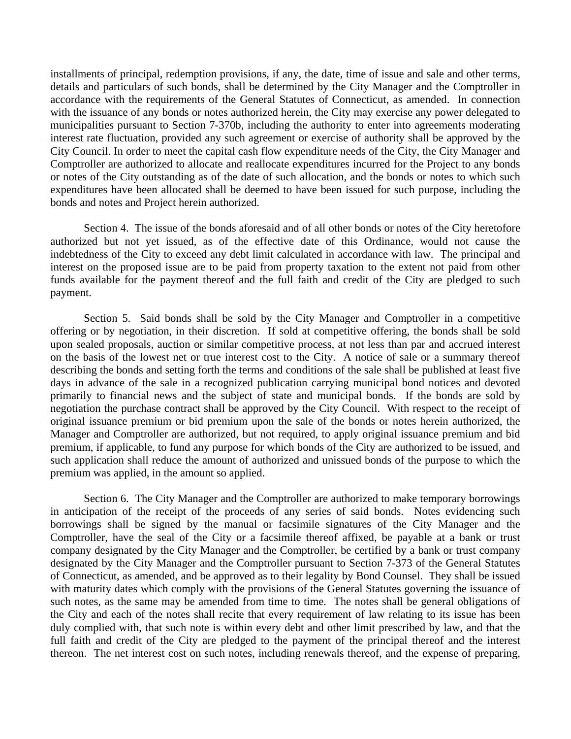installments of principal, redemption provisions, if any, the date, time of issue and sale and other terms, details and particulars of such bonds, shall be determined by the City Manager and the Comptroller in accordance with the requirements of the General Statutes of Connecticut, as amended. In connection with the issuance of any bonds or notes authorized herein, the City may exercise any power delegated to municipalities pursuant to Section 7-370b, including the authority to enter into agreements moderating interest rate fluctuation, provided any such agreement or exercise of authority shall be approved by the City Council. In order to meet the capital cash flow expenditure needs of the City, the City Manager and Comptroller are authorized to allocate and reallocate expenditures incurred for the Project to any bonds or notes of the City outstanding as of the date of such allocation, and the bonds or notes to which such expenditures have been allocated shall be deemed to have been issued for such purpose, including the bonds and notes and Project herein authorized.

Section 4. The issue of the bonds aforesaid and of all other bonds or notes of the City heretofore authorized but not yet issued, as of the effective date of this Ordinance, would not cause the indebtedness of the City to exceed any debt limit calculated in accordance with law. The principal and interest on the proposed issue are to be paid from property taxation to the extent not paid from other funds available for the payment thereof and the full faith and credit of the City are pledged to such payment.

Section 5. Said bonds shall be sold by the City Manager and Comptroller in a competitive offering or by negotiation, in their discretion. If sold at competitive offering, the bonds shall be sold upon sealed proposals, auction or similar competitive process, at not less than par and accrued interest on the basis of the lowest net or true interest cost to the City. A notice of sale or a summary thereof describing the bonds and setting forth the terms and conditions of the sale shall be published at least five days in advance of the sale in a recognized publication carrying municipal bond notices and devoted primarily to financial news and the subject of state and municipal bonds. If the bonds are sold by negotiation the purchase contract shall be approved by the City Council. With respect to the receipt of original issuance premium or bid premium upon the sale of the bonds or notes herein authorized, the Manager and Comptroller are authorized, but not required, to apply original issuance premium and bid premium, if applicable, to fund any purpose for which bonds of the City are authorized to be issued, and such application shall reduce the amount of authorized and unissued bonds of the purpose to which the premium was applied, in the amount so applied.

Section 6. The City Manager and the Comptroller are authorized to make temporary borrowings in anticipation of the receipt of the proceeds of any series of said bonds. Notes evidencing such borrowings shall be signed by the manual or facsimile signatures of the City Manager and the Comptroller, have the seal of the City or a facsimile thereof affixed, be payable at a bank or trust company designated by the City Manager and the Comptroller, be certified by a bank or trust company designated by the City Manager and the Comptroller pursuant to Section 7-373 of the General Statutes of Connecticut, as amended, and be approved as to their legality by Bond Counsel. They shall be issued with maturity dates which comply with the provisions of the General Statutes governing the issuance of such notes, as the same may be amended from time to time. The notes shall be general obligations of the City and each of the notes shall recite that every requirement of law relating to its issue has been duly complied with, that such note is within every debt and other limit prescribed by law, and that the full faith and credit of the City are pledged to the payment of the principal thereof and the interest thereon. The net interest cost on such notes, including renewals thereof, and the expense of preparing,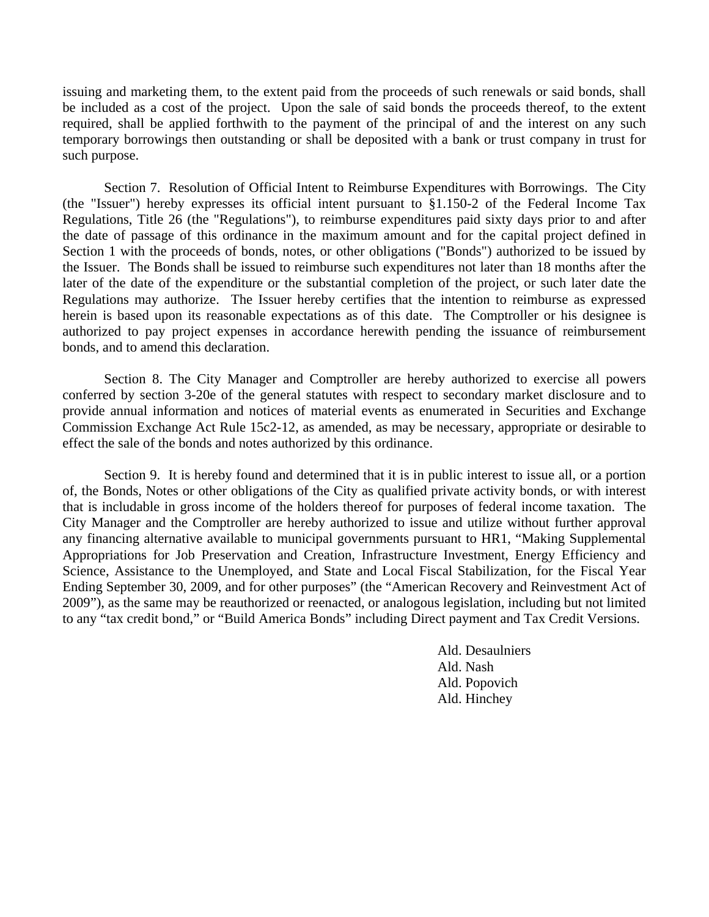issuing and marketing them, to the extent paid from the proceeds of such renewals or said bonds, shall be included as a cost of the project. Upon the sale of said bonds the proceeds thereof, to the extent required, shall be applied forthwith to the payment of the principal of and the interest on any such temporary borrowings then outstanding or shall be deposited with a bank or trust company in trust for such purpose.

Section 7. Resolution of Official Intent to Reimburse Expenditures with Borrowings. The City (the "Issuer") hereby expresses its official intent pursuant to §1.150-2 of the Federal Income Tax Regulations, Title 26 (the "Regulations"), to reimburse expenditures paid sixty days prior to and after the date of passage of this ordinance in the maximum amount and for the capital project defined in Section 1 with the proceeds of bonds, notes, or other obligations ("Bonds") authorized to be issued by the Issuer. The Bonds shall be issued to reimburse such expenditures not later than 18 months after the later of the date of the expenditure or the substantial completion of the project, or such later date the Regulations may authorize. The Issuer hereby certifies that the intention to reimburse as expressed herein is based upon its reasonable expectations as of this date. The Comptroller or his designee is authorized to pay project expenses in accordance herewith pending the issuance of reimbursement bonds, and to amend this declaration.

Section 8. The City Manager and Comptroller are hereby authorized to exercise all powers conferred by section 3-20e of the general statutes with respect to secondary market disclosure and to provide annual information and notices of material events as enumerated in Securities and Exchange Commission Exchange Act Rule 15c2-12, as amended, as may be necessary, appropriate or desirable to effect the sale of the bonds and notes authorized by this ordinance.

Section 9. It is hereby found and determined that it is in public interest to issue all, or a portion of, the Bonds, Notes or other obligations of the City as qualified private activity bonds, or with interest that is includable in gross income of the holders thereof for purposes of federal income taxation. The City Manager and the Comptroller are hereby authorized to issue and utilize without further approval any financing alternative available to municipal governments pursuant to HR1, "Making Supplemental Appropriations for Job Preservation and Creation, Infrastructure Investment, Energy Efficiency and Science, Assistance to the Unemployed, and State and Local Fiscal Stabilization, for the Fiscal Year Ending September 30, 2009, and for other purposes" (the "American Recovery and Reinvestment Act of 2009"), as the same may be reauthorized or reenacted, or analogous legislation, including but not limited to any "tax credit bond," or "Build America Bonds" including Direct payment and Tax Credit Versions.

Ald. Desaulniers
Ald. Nash
Ald. Popovich
Ald. Hinchey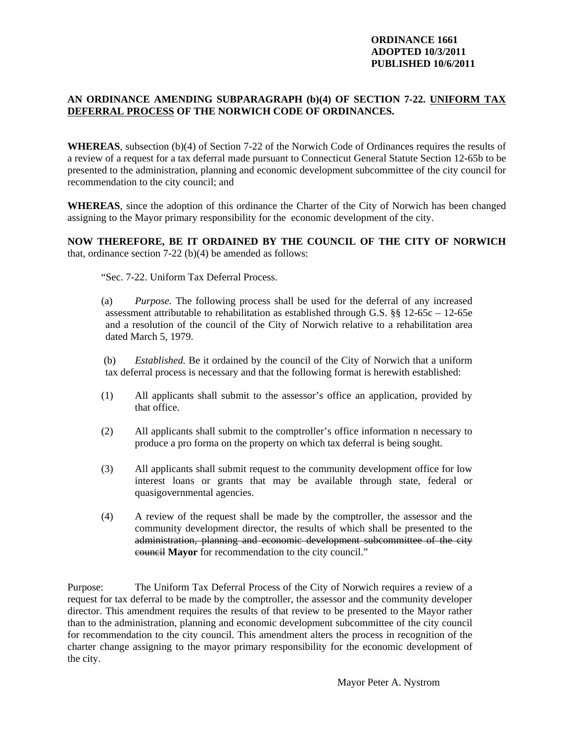**ORDINANCE 1661**
**ADOPTED 10/3/2011**
**PUBLISHED 10/6/2011**

**AN ORDINANCE AMENDING SUBPARAGRAPH (b)(4) OF SECTION 7-22. <u>UNIFORM TAX DEFERRAL PROCESS</u> OF THE NORWICH CODE OF ORDINANCES.**

**WHEREAS**, subsection (b)(4) of Section 7-22 of the Norwich Code of Ordinances requires the results of a review of a request for a tax deferral made pursuant to Connecticut General Statute Section 12-65b to be presented to the administration, planning and economic development subcommittee of the city council for recommendation to the city council; and

**WHEREAS**, since the adoption of this ordinance the Charter of the City of Norwich has been changed assigning to the Mayor primary responsibility for the economic development of the city.

**NOW THEREFORE, BE IT ORDAINED BY THE COUNCIL OF THE CITY OF NORWICH** that, ordinance section 7-22 (b)(4) be amended as follows:

"Sec. 7-22. Uniform Tax Deferral Process.

(a) *Purpose.* The following process shall be used for the deferral of any increased assessment attributable to rehabilitation as established through G.S. §§ 12-65c – 12-65e and a resolution of the council of the City of Norwich relative to a rehabilitation area dated March 5, 1979.

(b) *Established.* Be it ordained by the council of the City of Norwich that a uniform tax deferral process is necessary and that the following format is herewith established:

(1) All applicants shall submit to the assessor's office an application, provided by that office.

(2) All applicants shall submit to the comptroller's office information n necessary to produce a pro forma on the property on which tax deferral is being sought.

(3) All applicants shall submit request to the community development office for low interest loans or grants that may be available through state, federal or quasigovernmental agencies.

(4) A review of the request shall be made by the comptroller, the assessor and the community development director, the results of which shall be presented to the ~~administration, planning and economic development subcommittee of the city council~~ **Mayor** for recommendation to the city council."

Purpose: The Uniform Tax Deferral Process of the City of Norwich requires a review of a request for tax deferral to be made by the comptroller, the assessor and the community developer director. This amendment requires the results of that review to be presented to the Mayor rather than to the administration, planning and economic development subcommittee of the city council for recommendation to the city council. This amendment alters the process in recognition of the charter change assigning to the mayor primary responsibility for the economic development of the city.

Mayor Peter A. Nystrom